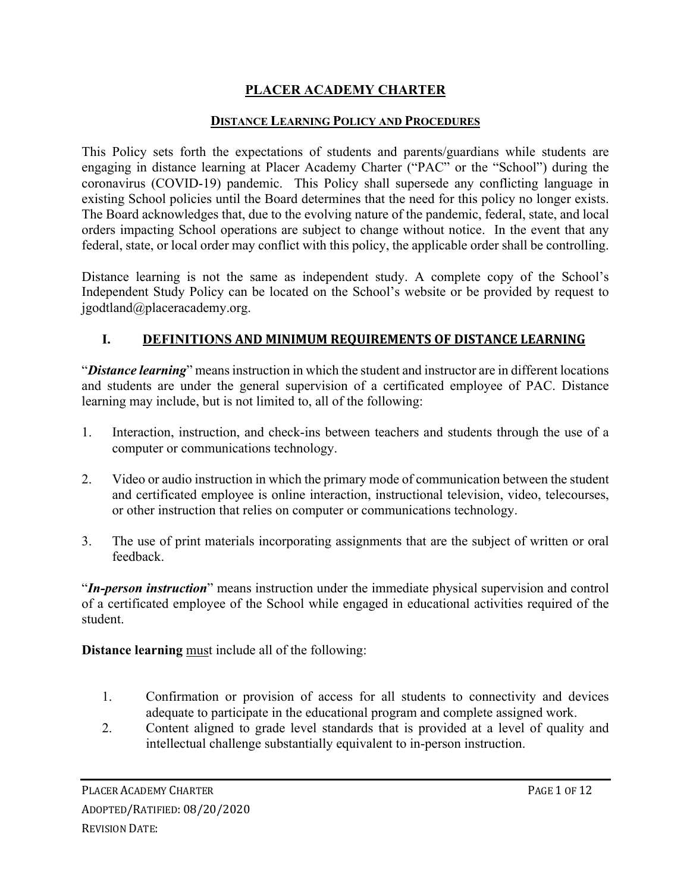# PLACER ACADEMY CHARTER

## DISTANCE LEARNING POLICY AND PROCEDURES

This Policy sets forth the expectations of students and parents/guardians while students are engaging in distance learning at Placer Academy Charter ("PAC" or the "School") during the coronavirus (COVID-19) pandemic. This Policy shall supersede any conflicting language in existing School policies until the Board determines that the need for this policy no longer exists. The Board acknowledges that, due to the evolving nature of the pandemic, federal, state, and local orders impacting School operations are subject to change without notice. In the event that any federal, state, or local order may conflict with this policy, the applicable order shall be controlling.

Distance learning is not the same as independent study. A complete copy of the School's Independent Study Policy can be located on the School's website or be provided by request to jgodtland@placeracademy.org.

## I. DEFINITIONS AND MINIMUM REQUIREMENTS OF DISTANCE LEARNING

"***Distance learning***" means instruction in which the student and instructor are in different locations and students are under the general supervision of a certificated employee of PAC. Distance learning may include, but is not limited to, all of the following:

1. Interaction, instruction, and check-ins between teachers and students through the use of a computer or communications technology.
2. Video or audio instruction in which the primary mode of communication between the student and certificated employee is online interaction, instructional television, video, telecourses, or other instruction that relies on computer or communications technology.
3. The use of print materials incorporating assignments that are the subject of written or oral feedback.

"***In-person instruction***" means instruction under the immediate physical supervision and control of a certificated employee of the School while engaged in educational activities required of the student.

**Distance learning** must include all of the following:

1. Confirmation or provision of access for all students to connectivity and devices adequate to participate in the educational program and complete assigned work.
2. Content aligned to grade level standards that is provided at a level of quality and intellectual challenge substantially equivalent to in-person instruction.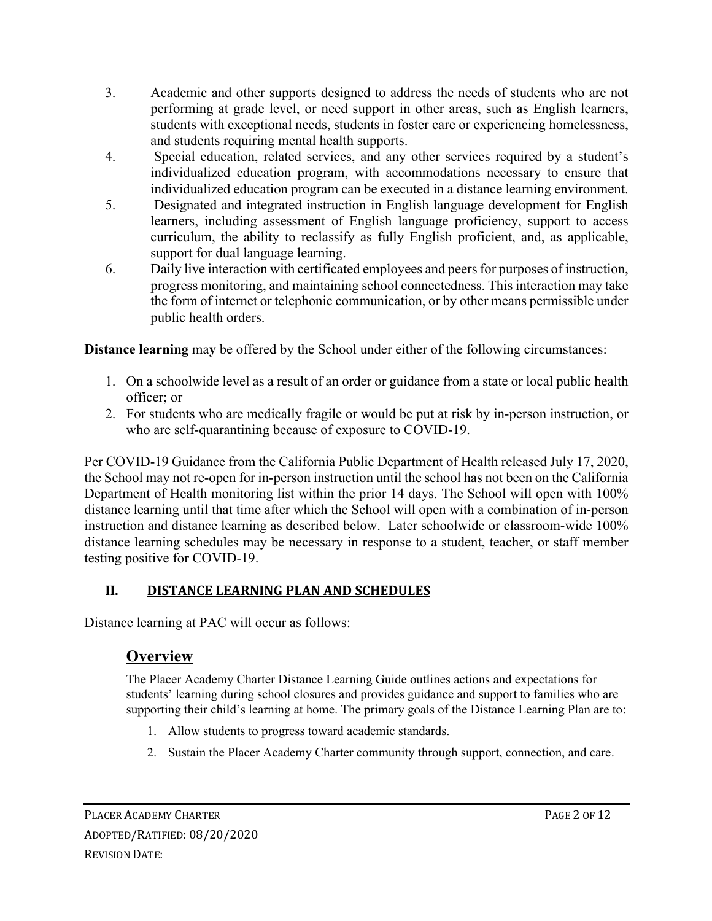3. Academic and other supports designed to address the needs of students who are not performing at grade level, or need support in other areas, such as English learners, students with exceptional needs, students in foster care or experiencing homelessness, and students requiring mental health supports.
4. Special education, related services, and any other services required by a student's individualized education program, with accommodations necessary to ensure that individualized education program can be executed in a distance learning environment.
5. Designated and integrated instruction in English language development for English learners, including assessment of English language proficiency, support to access curriculum, the ability to reclassify as fully English proficient, and, as applicable, support for dual language learning.
6. Daily live interaction with certificated employees and peers for purposes of instruction, progress monitoring, and maintaining school connectedness. This interaction may take the form of internet or telephonic communication, or by other means permissible under public health orders.

**Distance learning** <u>may</u> be offered by the School under either of the following circumstances:

1. On a schoolwide level as a result of an order or guidance from a state or local public health officer; or
2. For students who are medically fragile or would be put at risk by in-person instruction, or who are self-quarantining because of exposure to COVID-19.

Per COVID-19 Guidance from the California Public Department of Health released July 17, 2020, the School may not re-open for in-person instruction until the school has not been on the California Department of Health monitoring list within the prior 14 days. The School will open with 100% distance learning until that time after which the School will open with a combination of in-person instruction and distance learning as described below. Later schoolwide or classroom-wide 100% distance learning schedules may be necessary in response to a student, teacher, or staff member testing positive for COVID-19.

## II. DISTANCE LEARNING PLAN AND SCHEDULES

Distance learning at PAC will occur as follows:

### Overview

The Placer Academy Charter Distance Learning Guide outlines actions and expectations for students' learning during school closures and provides guidance and support to families who are supporting their child's learning at home. The primary goals of the Distance Learning Plan are to:

1. Allow students to progress toward academic standards.
2. Sustain the Placer Academy Charter community through support, connection, and care.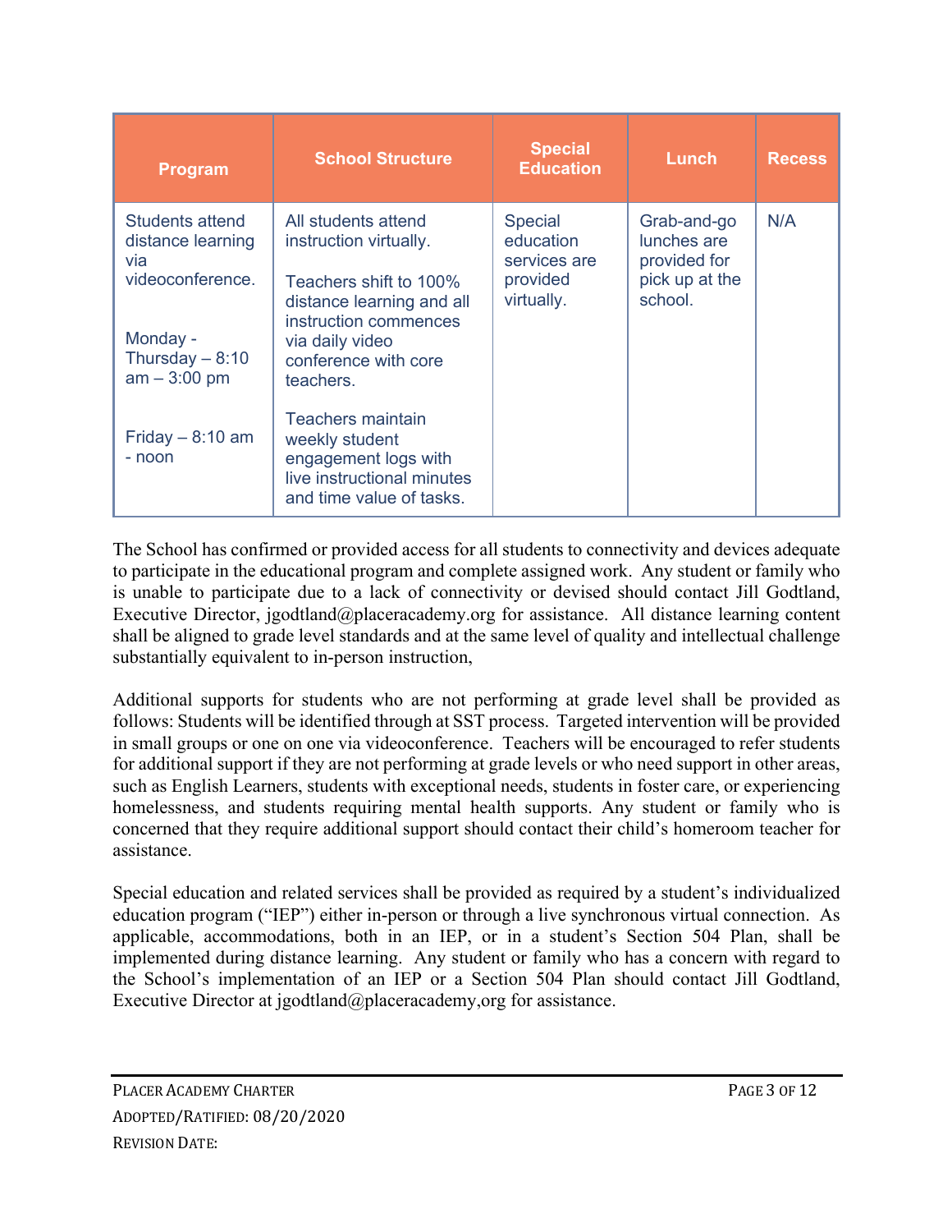| Program | School Structure | Special Education | Lunch | Recess |
| --- | --- | --- | --- | --- |
| Students attend distance learning via videoconference.<br><br>Monday - Thursday – 8:10 am – 3:00 pm<br><br>Friday – 8:10 am - noon | All students attend instruction virtually.<br><br>Teachers shift to 100% distance learning and all instruction commences via daily video conference with core teachers.<br><br>Teachers maintain weekly student engagement logs with live instructional minutes and time value of tasks. | Special education services are provided virtually. | Grab-and-go lunches are provided for pick up at the school. | N/A |

The School has confirmed or provided access for all students to connectivity and devices adequate to participate in the educational program and complete assigned work. Any student or family who is unable to participate due to a lack of connectivity or devised should contact Jill Godtland, Executive Director, jgodtland@placeracademy.org for assistance. All distance learning content shall be aligned to grade level standards and at the same level of quality and intellectual challenge substantially equivalent to in-person instruction,

Additional supports for students who are not performing at grade level shall be provided as follows: Students will be identified through at SST process. Targeted intervention will be provided in small groups or one on one via videoconference. Teachers will be encouraged to refer students for additional support if they are not performing at grade levels or who need support in other areas, such as English Learners, students with exceptional needs, students in foster care, or experiencing homelessness, and students requiring mental health supports. Any student or family who is concerned that they require additional support should contact their child's homeroom teacher for assistance.

Special education and related services shall be provided as required by a student's individualized education program ("IEP") either in-person or through a live synchronous virtual connection. As applicable, accommodations, both in an IEP, or in a student's Section 504 Plan, shall be implemented during distance learning. Any student or family who has a concern with regard to the School's implementation of an IEP or a Section 504 Plan should contact Jill Godtland, Executive Director at jgodtland@placeracademy,org for assistance.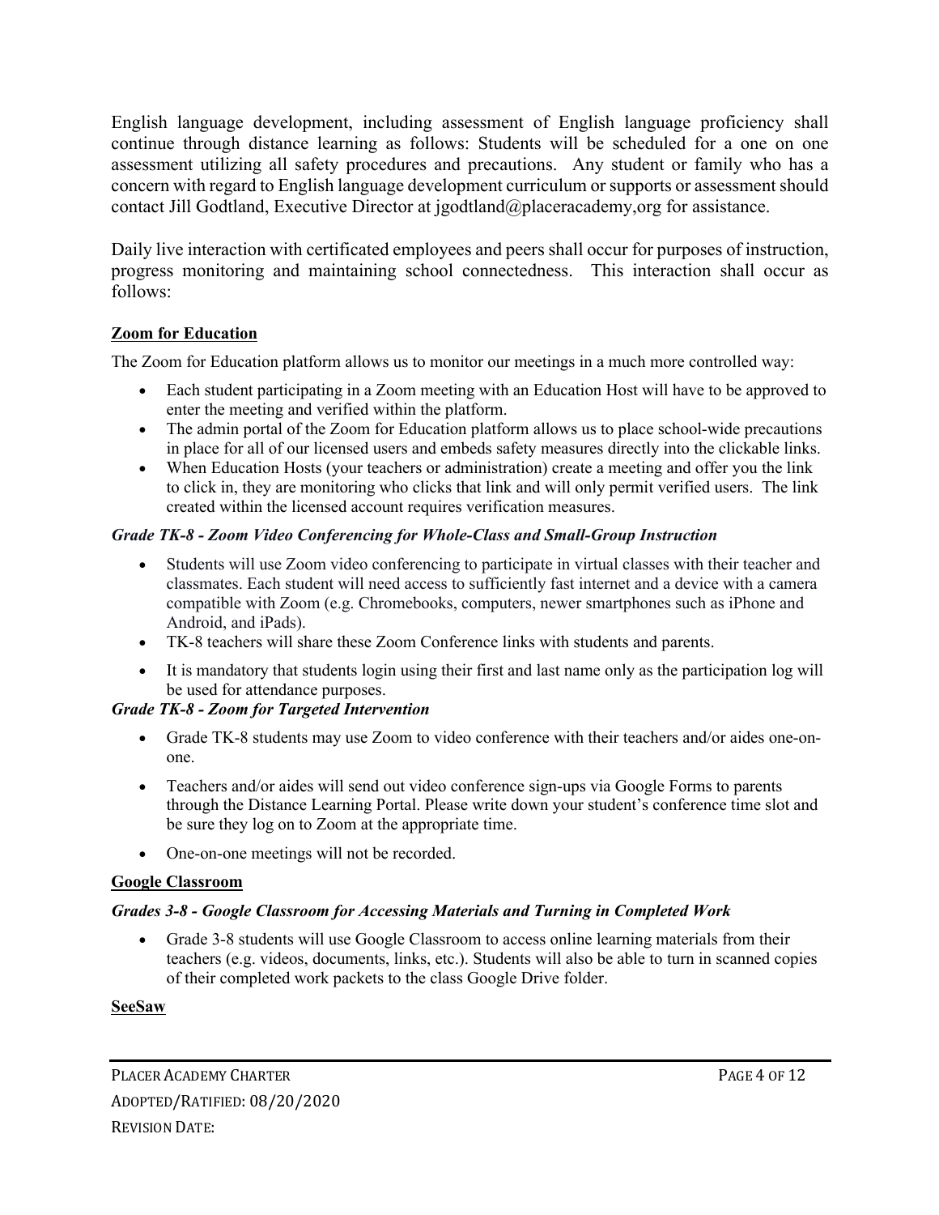English language development, including assessment of English language proficiency shall continue through distance learning as follows: Students will be scheduled for a one on one assessment utilizing all safety procedures and precautions. Any student or family who has a concern with regard to English language development curriculum or supports or assessment should contact Jill Godtland, Executive Director at jgodtland@placeracademy,org for assistance.

Daily live interaction with certificated employees and peers shall occur for purposes of instruction, progress monitoring and maintaining school connectedness. This interaction shall occur as follows:

**Zoom for Education**

The Zoom for Education platform allows us to monitor our meetings in a much more controlled way:

- Each student participating in a Zoom meeting with an Education Host will have to be approved to enter the meeting and verified within the platform.
- The admin portal of the Zoom for Education platform allows us to place school-wide precautions in place for all of our licensed users and embeds safety measures directly into the clickable links.
- When Education Hosts (your teachers or administration) create a meeting and offer you the link to click in, they are monitoring who clicks that link and will only permit verified users. The link created within the licensed account requires verification measures.

***Grade TK-8 - Zoom Video Conferencing for Whole-Class and Small-Group Instruction***

- Students will use Zoom video conferencing to participate in virtual classes with their teacher and classmates. Each student will need access to sufficiently fast internet and a device with a camera compatible with Zoom (e.g. Chromebooks, computers, newer smartphones such as iPhone and Android, and iPads).
- TK-8 teachers will share these Zoom Conference links with students and parents.
- It is mandatory that students login using their first and last name only as the participation log will be used for attendance purposes.

***Grade TK-8 - Zoom for Targeted Intervention***

- Grade TK-8 students may use Zoom to video conference with their teachers and/or aides one-on-one.
- Teachers and/or aides will send out video conference sign-ups via Google Forms to parents through the Distance Learning Portal. Please write down your student's conference time slot and be sure they log on to Zoom at the appropriate time.
- One-on-one meetings will not be recorded.

**Google Classroom**

***Grades 3-8 - Google Classroom for Accessing Materials and Turning in Completed Work***

- Grade 3-8 students will use Google Classroom to access online learning materials from their teachers (e.g. videos, documents, links, etc.). Students will also be able to turn in scanned copies of their completed work packets to the class Google Drive folder.

**SeeSaw**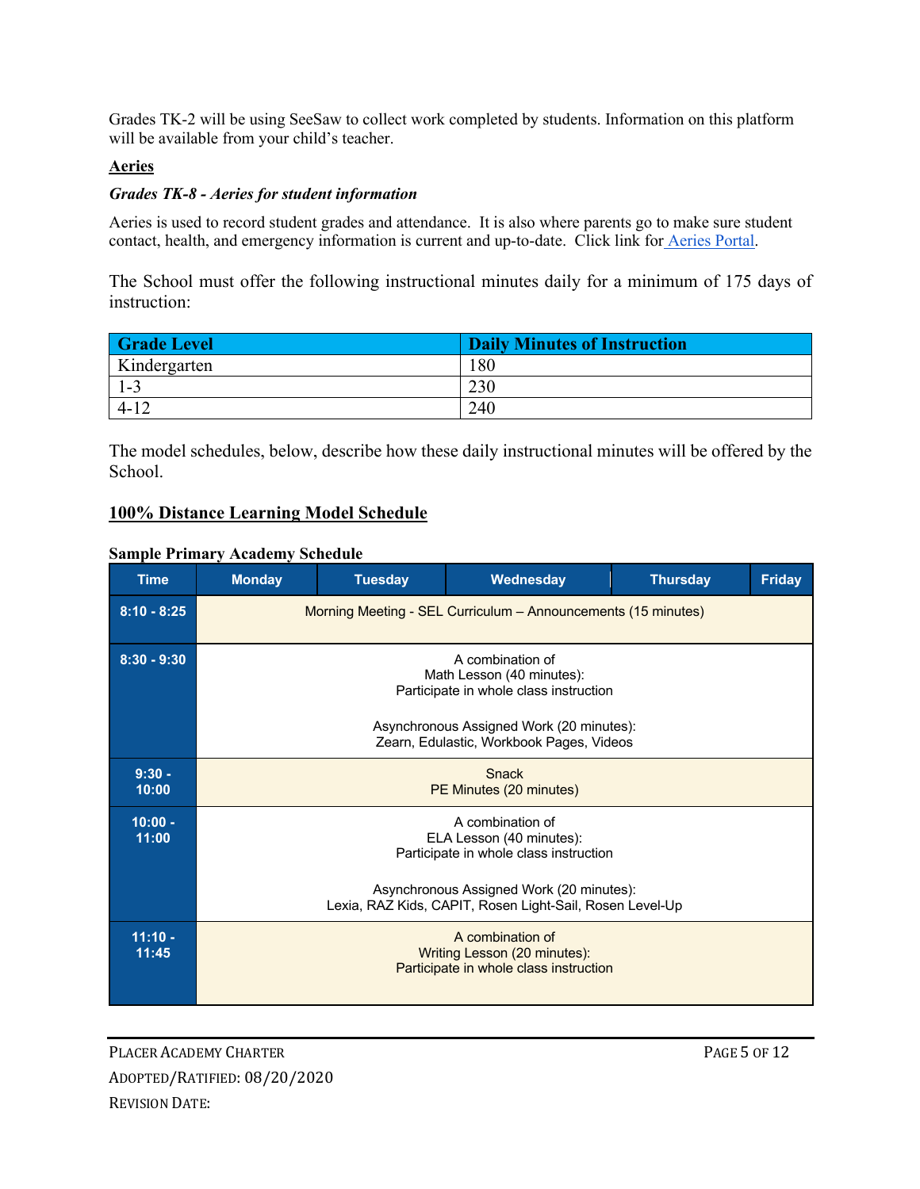Grades TK-2 will be using SeeSaw to collect work completed by students. Information on this platform will be available from your child's teacher.

**Aeries**

***Grades TK-8 - Aeries for student information***

Aeries is used to record student grades and attendance. It is also where parents go to make sure student contact, health, and emergency information is current and up-to-date. Click link for Aeries Portal.

The School must offer the following instructional minutes daily for a minimum of 175 days of instruction:

| Grade Level | Daily Minutes of Instruction |
|---|---|
| Kindergarten | 180 |
| 1-3 | 230 |
| 4-12 | 240 |

The model schedules, below, describe how these daily instructional minutes will be offered by the School.

## 100% Distance Learning Model Schedule

**Sample Primary Academy Schedule**

| Time | Monday | Tuesday | Wednesday | Thursday | Friday |
|---|---|---|---|---|---|
| 8:10 - 8:25 | Morning Meeting - SEL Curriculum – Announcements (15 minutes) | | | | |
| 8:30 - 9:30 | A combination of Math Lesson (40 minutes): Participate in whole class instruction<br><br>Asynchronous Assigned Work (20 minutes): Zearn, Edulastic, Workbook Pages, Videos | | | | |
| 9:30 - 10:00 | Snack<br>PE Minutes (20 minutes) | | | | |
| 10:00 - 11:00 | A combination of ELA Lesson (40 minutes): Participate in whole class instruction<br><br>Asynchronous Assigned Work (20 minutes): Lexia, RAZ Kids, CAPIT, Rosen Light-Sail, Rosen Level-Up | | | | |
| 11:10 - 11:45 | A combination of Writing Lesson (20 minutes): Participate in whole class instruction | | | | |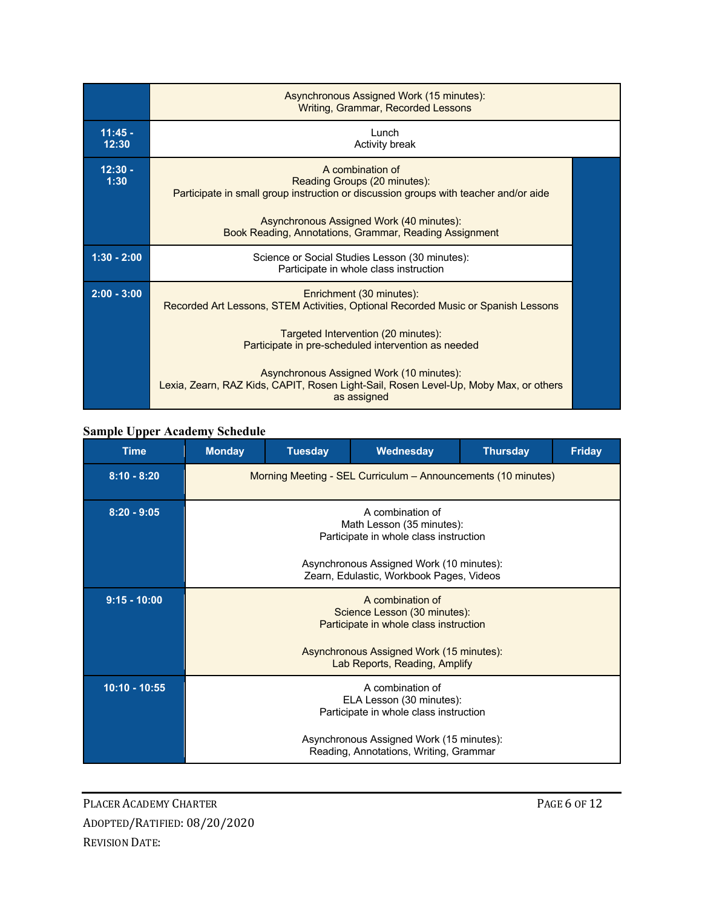| | |
|---|---|
| | Asynchronous Assigned Work (15 minutes): Writing, Grammar, Recorded Lessons |
| 11:45 - 12:30 | Lunch<br>Activity break |
| 12:30 - 1:30 | A combination of<br>Reading Groups (20 minutes):<br>Participate in small group instruction or discussion groups with teacher and/or aide<br><br>Asynchronous Assigned Work (40 minutes):<br>Book Reading, Annotations, Grammar, Reading Assignment |
| 1:30 - 2:00 | Science or Social Studies Lesson (30 minutes):<br>Participate in whole class instruction |
| 2:00 - 3:00 | Enrichment (30 minutes):<br>Recorded Art Lessons, STEM Activities, Optional Recorded Music or Spanish Lessons<br><br>Targeted Intervention (20 minutes):<br>Participate in pre-scheduled intervention as needed<br><br>Asynchronous Assigned Work (10 minutes):<br>Lexia, Zearn, RAZ Kids, CAPIT, Rosen Light-Sail, Rosen Level-Up, Moby Max, or others as assigned |

**Sample Upper Academy Schedule**

| Time | Monday | Tuesday | Wednesday | Thursday | Friday |
|---|---|---|---|---|---|
| 8:10 - 8:20 | Morning Meeting - SEL Curriculum – Announcements (10 minutes) | | | | |
| 8:20 - 9:05 | A combination of<br>Math Lesson (35 minutes):<br>Participate in whole class instruction<br><br>Asynchronous Assigned Work (10 minutes):<br>Zearn, Edulastic, Workbook Pages, Videos | | | | |
| 9:15 - 10:00 | A combination of<br>Science Lesson (30 minutes):<br>Participate in whole class instruction<br><br>Asynchronous Assigned Work (15 minutes):<br>Lab Reports, Reading, Amplify | | | | |
| 10:10 - 10:55 | A combination of<br>ELA Lesson (30 minutes):<br>Participate in whole class instruction<br><br>Asynchronous Assigned Work (15 minutes):<br>Reading, Annotations, Writing, Grammar | | | | |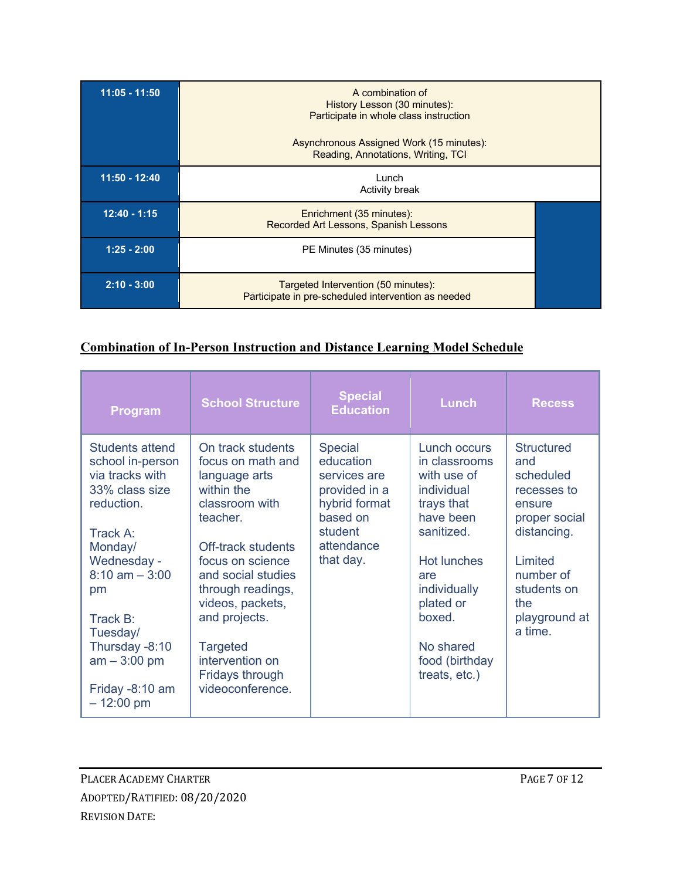| | |
|---|---|
| 11:05 - 11:50 | A combination of<br>History Lesson (30 minutes):<br>Participate in whole class instruction<br><br>Asynchronous Assigned Work (15 minutes):<br>Reading, Annotations, Writing, TCI |
| 11:50 - 12:40 | Lunch<br>Activity break |
| 12:40 - 1:15 | Enrichment (35 minutes):<br>Recorded Art Lessons, Spanish Lessons |
| 1:25 - 2:00 | PE Minutes (35 minutes) |
| 2:10 - 3:00 | Targeted Intervention (50 minutes):<br>Participate in pre-scheduled intervention as needed |

## Combination of In-Person Instruction and Distance Learning Model Schedule

| Program | School Structure | Special Education | Lunch | Recess |
|---|---|---|---|---|
| Students attend school in-person via tracks with 33% class size reduction.<br><br>Track A: Monday/ Wednesday - 8:10 am – 3:00 pm<br><br>Track B: Tuesday/ Thursday -8:10 am – 3:00 pm<br><br>Friday -8:10 am – 12:00 pm | On track students focus on math and language arts within the classroom with teacher.<br><br>Off-track students focus on science and social studies through readings, videos, packets, and projects.<br><br>Targeted intervention on Fridays through videoconference. | Special education services are provided in a hybrid format based on student attendance that day. | Lunch occurs in classrooms with use of individual trays that have been sanitized.<br><br>Hot lunches are individually plated or boxed.<br><br>No shared food (birthday treats, etc.) | Structured and scheduled recesses to ensure proper social distancing.<br><br>Limited number of students on the playground at a time. |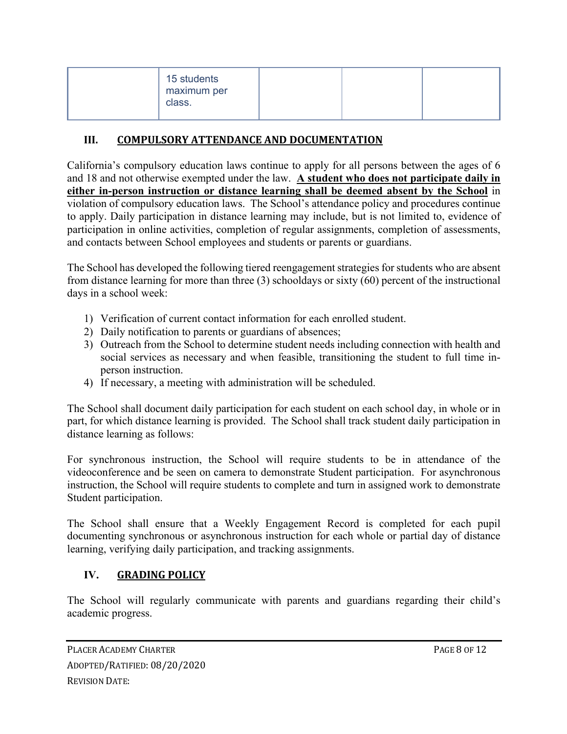|  | 15 students maximum per class. |  |  |  |
|---|---|---|---|---|

## III. COMPULSORY ATTENDANCE AND DOCUMENTATION

California's compulsory education laws continue to apply for all persons between the ages of 6 and 18 and not otherwise exempted under the law. **A student who does not participate daily in either in-person instruction or distance learning shall be deemed absent by the School** in violation of compulsory education laws. The School's attendance policy and procedures continue to apply. Daily participation in distance learning may include, but is not limited to, evidence of participation in online activities, completion of regular assignments, completion of assessments, and contacts between School employees and students or parents or guardians.

The School has developed the following tiered reengagement strategies for students who are absent from distance learning for more than three (3) schooldays or sixty (60) percent of the instructional days in a school week:

1) Verification of current contact information for each enrolled student.
2) Daily notification to parents or guardians of absences;
3) Outreach from the School to determine student needs including connection with health and social services as necessary and when feasible, transitioning the student to full time in-person instruction.
4) If necessary, a meeting with administration will be scheduled.

The School shall document daily participation for each student on each school day, in whole or in part, for which distance learning is provided. The School shall track student daily participation in distance learning as follows:

For synchronous instruction, the School will require students to be in attendance of the videoconference and be seen on camera to demonstrate Student participation. For asynchronous instruction, the School will require students to complete and turn in assigned work to demonstrate Student participation.

The School shall ensure that a Weekly Engagement Record is completed for each pupil documenting synchronous or asynchronous instruction for each whole or partial day of distance learning, verifying daily participation, and tracking assignments.

## IV. GRADING POLICY

The School will regularly communicate with parents and guardians regarding their child's academic progress.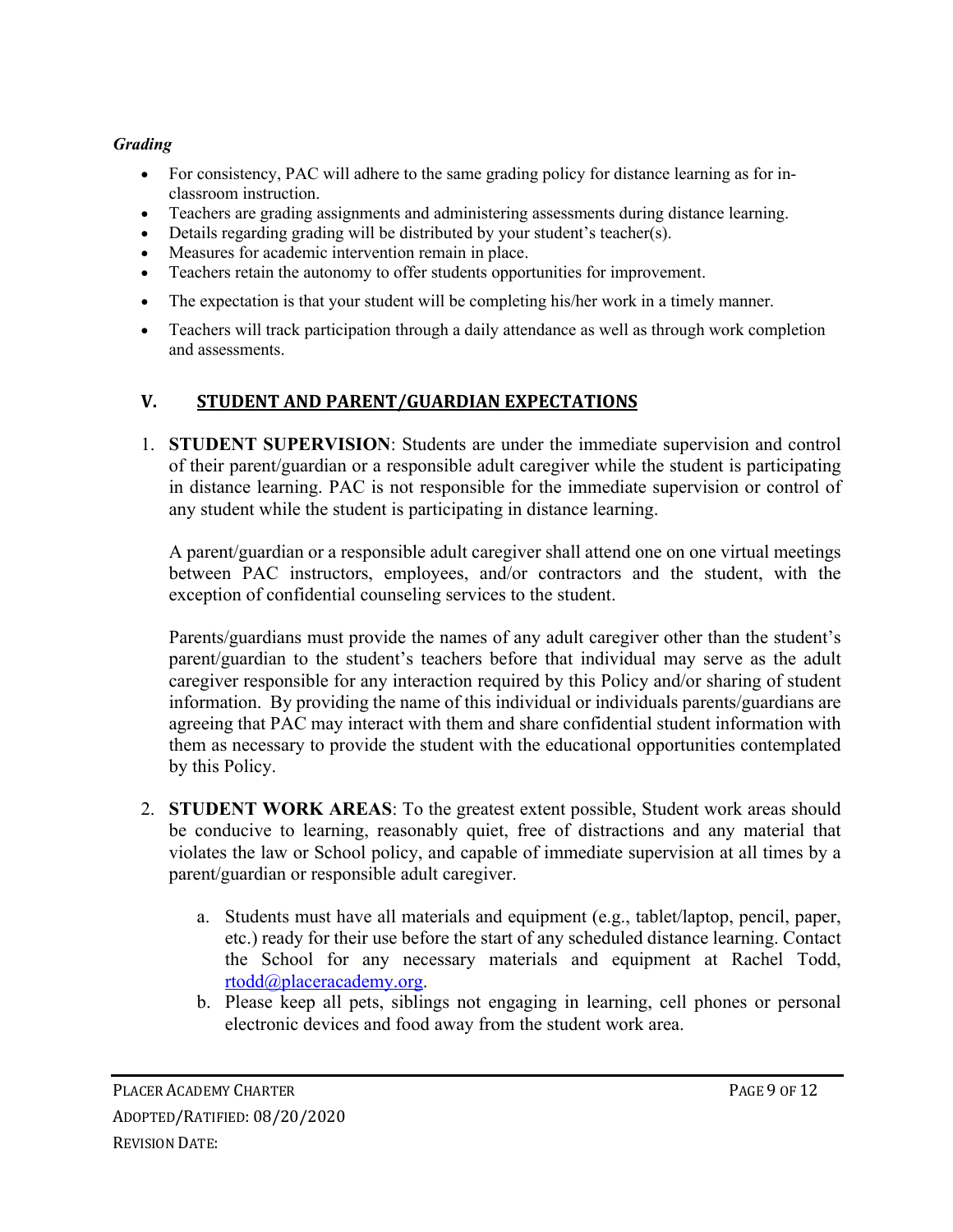***Grading***

- For consistency, PAC will adhere to the same grading policy for distance learning as for in-classroom instruction.
- Teachers are grading assignments and administering assessments during distance learning.
- Details regarding grading will be distributed by your student's teacher(s).
- Measures for academic intervention remain in place.
- Teachers retain the autonomy to offer students opportunities for improvement.
- The expectation is that your student will be completing his/her work in a timely manner.
- Teachers will track participation through a daily attendance as well as through work completion and assessments.

## V. STUDENT AND PARENT/GUARDIAN EXPECTATIONS

1. **STUDENT SUPERVISION**: Students are under the immediate supervision and control of their parent/guardian or a responsible adult caregiver while the student is participating in distance learning. PAC is not responsible for the immediate supervision or control of any student while the student is participating in distance learning.

   A parent/guardian or a responsible adult caregiver shall attend one on one virtual meetings between PAC instructors, employees, and/or contractors and the student, with the exception of confidential counseling services to the student.

   Parents/guardians must provide the names of any adult caregiver other than the student's parent/guardian to the student's teachers before that individual may serve as the adult caregiver responsible for any interaction required by this Policy and/or sharing of student information. By providing the name of this individual or individuals parents/guardians are agreeing that PAC may interact with them and share confidential student information with them as necessary to provide the student with the educational opportunities contemplated by this Policy.

2. **STUDENT WORK AREAS**: To the greatest extent possible, Student work areas should be conducive to learning, reasonably quiet, free of distractions and any material that violates the law or School policy, and capable of immediate supervision at all times by a parent/guardian or responsible adult caregiver.

   a. Students must have all materials and equipment (e.g., tablet/laptop, pencil, paper, etc.) ready for their use before the start of any scheduled distance learning. Contact the School for any necessary materials and equipment at Rachel Todd, rtodd@placeracademy.org.

   b. Please keep all pets, siblings not engaging in learning, cell phones or personal electronic devices and food away from the student work area.

PLACER ACADEMY CHARTER
ADOPTED/RATIFIED: 08/20/2020
REVISION DATE: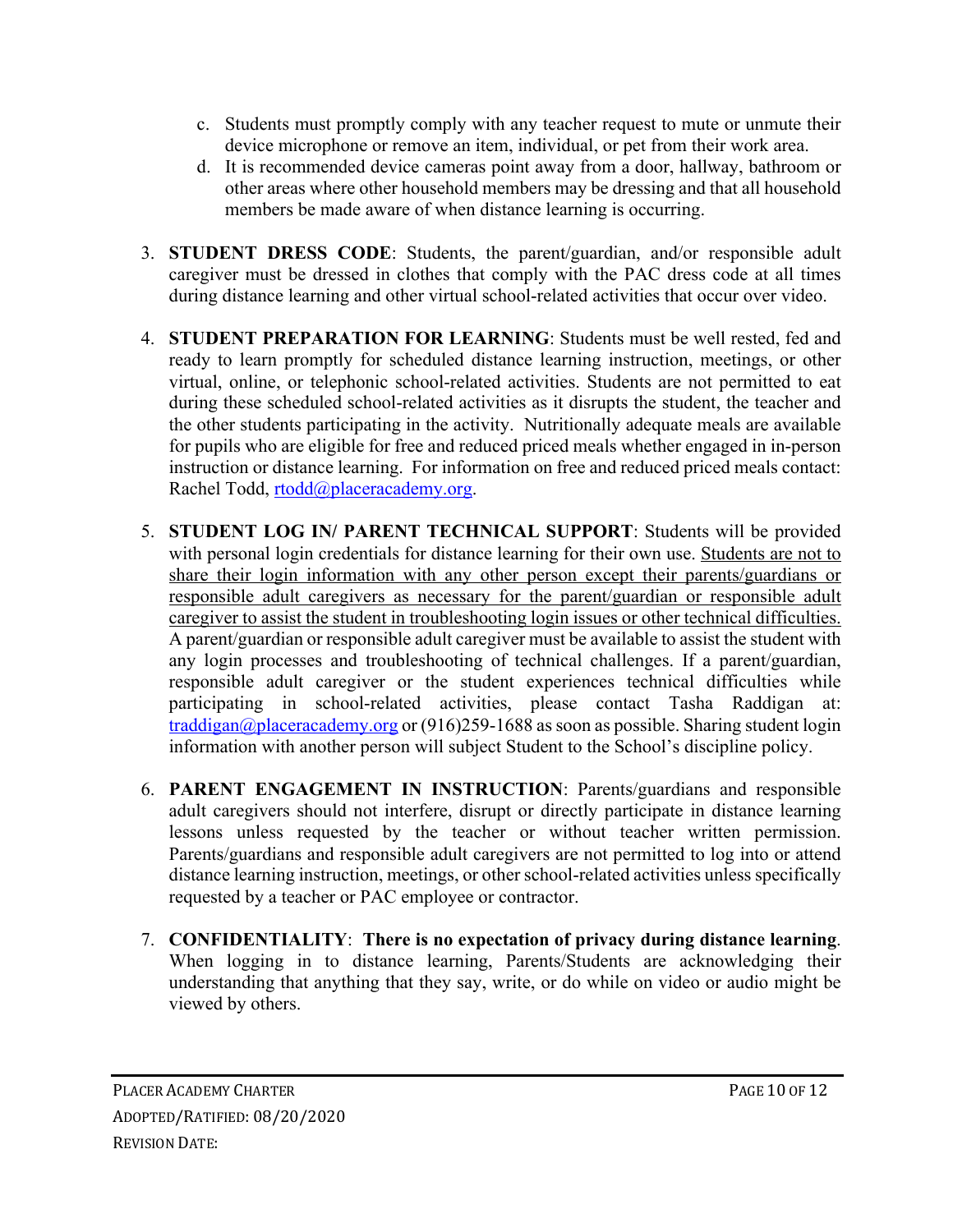c. Students must promptly comply with any teacher request to mute or unmute their device microphone or remove an item, individual, or pet from their work area.

d. It is recommended device cameras point away from a door, hallway, bathroom or other areas where other household members may be dressing and that all household members be made aware of when distance learning is occurring.

3. **STUDENT DRESS CODE**: Students, the parent/guardian, and/or responsible adult caregiver must be dressed in clothes that comply with the PAC dress code at all times during distance learning and other virtual school-related activities that occur over video.

4. **STUDENT PREPARATION FOR LEARNING**: Students must be well rested, fed and ready to learn promptly for scheduled distance learning instruction, meetings, or other virtual, online, or telephonic school-related activities. Students are not permitted to eat during these scheduled school-related activities as it disrupts the student, the teacher and the other students participating in the activity. Nutritionally adequate meals are available for pupils who are eligible for free and reduced priced meals whether engaged in in-person instruction or distance learning. For information on free and reduced priced meals contact: Rachel Todd, rtodd@placeracademy.org.

5. **STUDENT LOG IN/ PARENT TECHNICAL SUPPORT**: Students will be provided with personal login credentials for distance learning for their own use. <u>Students are not to share their login information with any other person except their parents/guardians or responsible adult caregivers as necessary for the parent/guardian or responsible adult caregiver to assist the student in troubleshooting login issues or other technical difficulties.</u> A parent/guardian or responsible adult caregiver must be available to assist the student with any login processes and troubleshooting of technical challenges. If a parent/guardian, responsible adult caregiver or the student experiences technical difficulties while participating in school-related activities, please contact Tasha Raddigan at: traddigan@placeracademy.org or (916)259-1688 as soon as possible. Sharing student login information with another person will subject Student to the School's discipline policy.

6. **PARENT ENGAGEMENT IN INSTRUCTION**: Parents/guardians and responsible adult caregivers should not interfere, disrupt or directly participate in distance learning lessons unless requested by the teacher or without teacher written permission. Parents/guardians and responsible adult caregivers are not permitted to log into or attend distance learning instruction, meetings, or other school-related activities unless specifically requested by a teacher or PAC employee or contractor.

7. **CONFIDENTIALITY**: **There is no expectation of privacy during distance learning**. When logging in to distance learning, Parents/Students are acknowledging their understanding that anything that they say, write, or do while on video or audio might be viewed by others.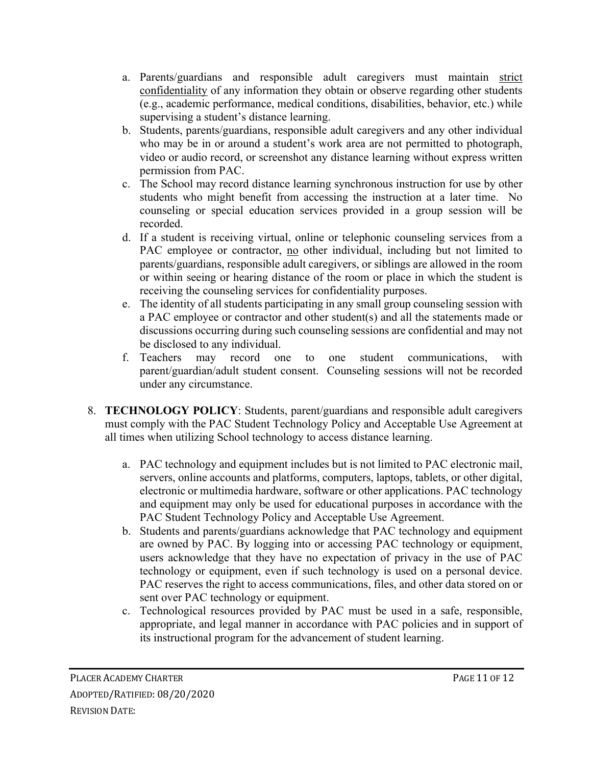a. Parents/guardians and responsible adult caregivers must maintain <u>strict confidentiality</u> of any information they obtain or observe regarding other students (e.g., academic performance, medical conditions, disabilities, behavior, etc.) while supervising a student's distance learning.
b. Students, parents/guardians, responsible adult caregivers and any other individual who may be in or around a student's work area are not permitted to photograph, video or audio record, or screenshot any distance learning without express written permission from PAC.
c. The School may record distance learning synchronous instruction for use by other students who might benefit from accessing the instruction at a later time. No counseling or special education services provided in a group session will be recorded.
d. If a student is receiving virtual, online or telephonic counseling services from a PAC employee or contractor, <u>no</u> other individual, including but not limited to parents/guardians, responsible adult caregivers, or siblings are allowed in the room or within seeing or hearing distance of the room or place in which the student is receiving the counseling services for confidentiality purposes.
e. The identity of all students participating in any small group counseling session with a PAC employee or contractor and other student(s) and all the statements made or discussions occurring during such counseling sessions are confidential and may not be disclosed to any individual.
f. Teachers may record one to one student communications, with parent/guardian/adult student consent. Counseling sessions will not be recorded under any circumstance.

8. **TECHNOLOGY POLICY**: Students, parent/guardians and responsible adult caregivers must comply with the PAC Student Technology Policy and Acceptable Use Agreement at all times when utilizing School technology to access distance learning.

   a. PAC technology and equipment includes but is not limited to PAC electronic mail, servers, online accounts and platforms, computers, laptops, tablets, or other digital, electronic or multimedia hardware, software or other applications. PAC technology and equipment may only be used for educational purposes in accordance with the PAC Student Technology Policy and Acceptable Use Agreement.
   b. Students and parents/guardians acknowledge that PAC technology and equipment are owned by PAC. By logging into or accessing PAC technology or equipment, users acknowledge that they have no expectation of privacy in the use of PAC technology or equipment, even if such technology is used on a personal device. PAC reserves the right to access communications, files, and other data stored on or sent over PAC technology or equipment.
   c. Technological resources provided by PAC must be used in a safe, responsible, appropriate, and legal manner in accordance with PAC policies and in support of its instructional program for the advancement of student learning.

PLACER ACADEMY CHARTER
ADOPTED/RATIFIED: 08/20/2020
REVISION DATE: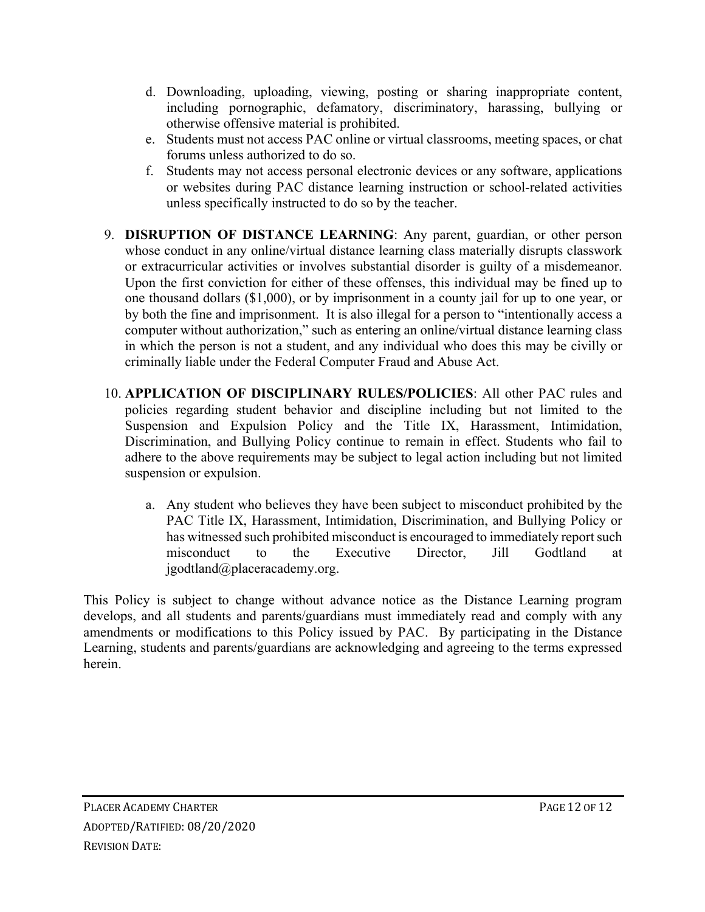d. Downloading, uploading, viewing, posting or sharing inappropriate content, including pornographic, defamatory, discriminatory, harassing, bullying or otherwise offensive material is prohibited.
   e. Students must not access PAC online or virtual classrooms, meeting spaces, or chat forums unless authorized to do so.
   f. Students may not access personal electronic devices or any software, applications or websites during PAC distance learning instruction or school-related activities unless specifically instructed to do so by the teacher.

9. **DISRUPTION OF DISTANCE LEARNING**: Any parent, guardian, or other person whose conduct in any online/virtual distance learning class materially disrupts classwork or extracurricular activities or involves substantial disorder is guilty of a misdemeanor. Upon the first conviction for either of these offenses, this individual may be fined up to one thousand dollars ($1,000), or by imprisonment in a county jail for up to one year, or by both the fine and imprisonment. It is also illegal for a person to "intentionally access a computer without authorization," such as entering an online/virtual distance learning class in which the person is not a student, and any individual who does this may be civilly or criminally liable under the Federal Computer Fraud and Abuse Act.

10. **APPLICATION OF DISCIPLINARY RULES/POLICIES**: All other PAC rules and policies regarding student behavior and discipline including but not limited to the Suspension and Expulsion Policy and the Title IX, Harassment, Intimidation, Discrimination, and Bullying Policy continue to remain in effect. Students who fail to adhere to the above requirements may be subject to legal action including but not limited suspension or expulsion.

    a. Any student who believes they have been subject to misconduct prohibited by the PAC Title IX, Harassment, Intimidation, Discrimination, and Bullying Policy or has witnessed such prohibited misconduct is encouraged to immediately report such misconduct to the Executive Director, Jill Godtland at jgodtland@placeracademy.org.

This Policy is subject to change without advance notice as the Distance Learning program develops, and all students and parents/guardians must immediately read and comply with any amendments or modifications to this Policy issued by PAC. By participating in the Distance Learning, students and parents/guardians are acknowledging and agreeing to the terms expressed herein.

Placer Academy Charter
Adopted/Ratified: 08/20/2020
Revision Date: